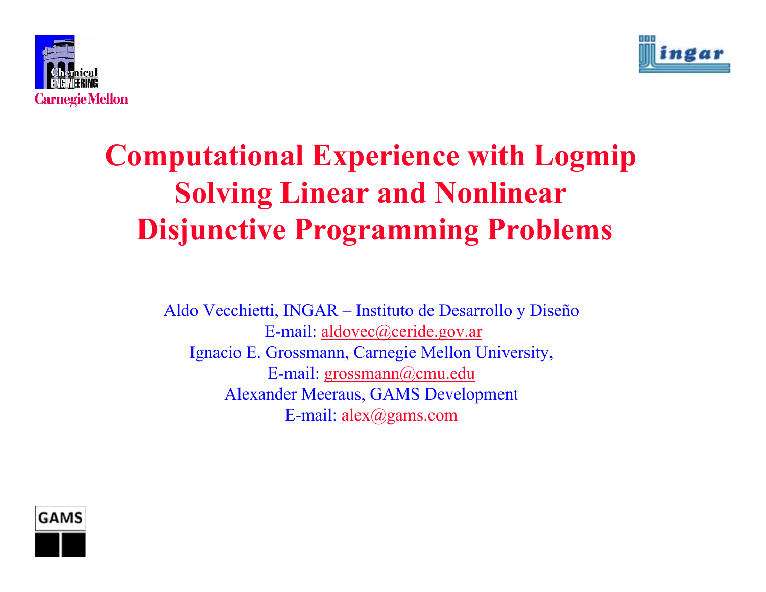# Computational Experience with Logmip Solving Linear and Nonlinear Disjunctive Programming Problems

Aldo Vecchietti, INGAR – Instituto de Desarrollo y Diseño
E-mail: aldovec@ceride.gov.ar
Ignacio E. Grossmann, Carnegie Mellon University,
E-mail: grossmann@cmu.edu
Alexander Meeraus, GAMS Development
E-mail: alex@gams.com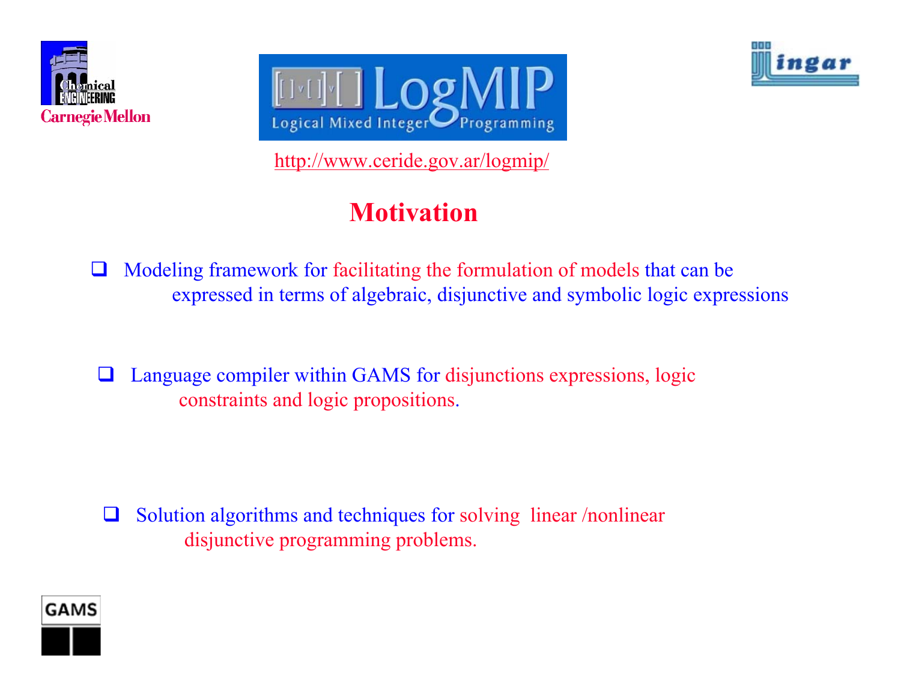http://www.ceride.gov.ar/logmip/

## Motivation

- Modeling framework for facilitating the formulation of models that can be expressed in terms of algebraic, disjunctive and symbolic logic expressions

- Language compiler within GAMS for disjunctions expressions, logic constraints and logic propositions.

- Solution algorithms and techniques for solving linear /nonlinear disjunctive programming problems.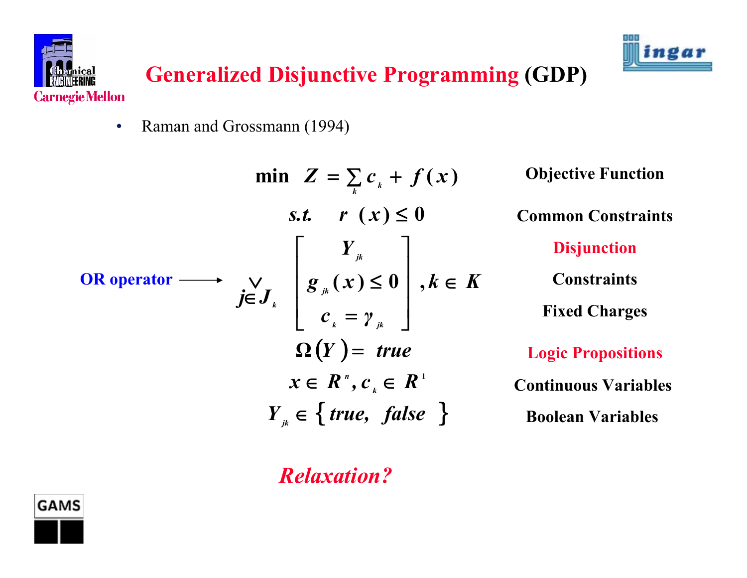# Generalized Disjunctive Programming (GDP)

- Raman and Grossmann (1994)

$$\min \quad Z = \sum_k c_k + f(x) \qquad \text{Objective Function}$$

$$s.t. \quad r(x) \le 0 \qquad \text{Common Constraints}$$

$$\bigvee_{j \in J_k} \begin{bmatrix} Y_{jk} \\ g_{jk}(x) \le 0 \\ c_k = \gamma_{jk} \end{bmatrix}, k \in K \qquad \begin{matrix} \text{Disjunction} \\ \text{Constraints} \\ \text{Fixed Charges} \end{matrix}$$

$$\Omega(Y) = true \qquad \text{Logic Propositions}$$

$$x \in R^n, c_k \in R^1 \qquad \text{Continuous Variables}$$

$$Y_{jk} \in \{true, \; false\} \qquad \text{Boolean Variables}$$

OR operator $\longrightarrow \bigvee_{j \in J_k}$

*Relaxation?*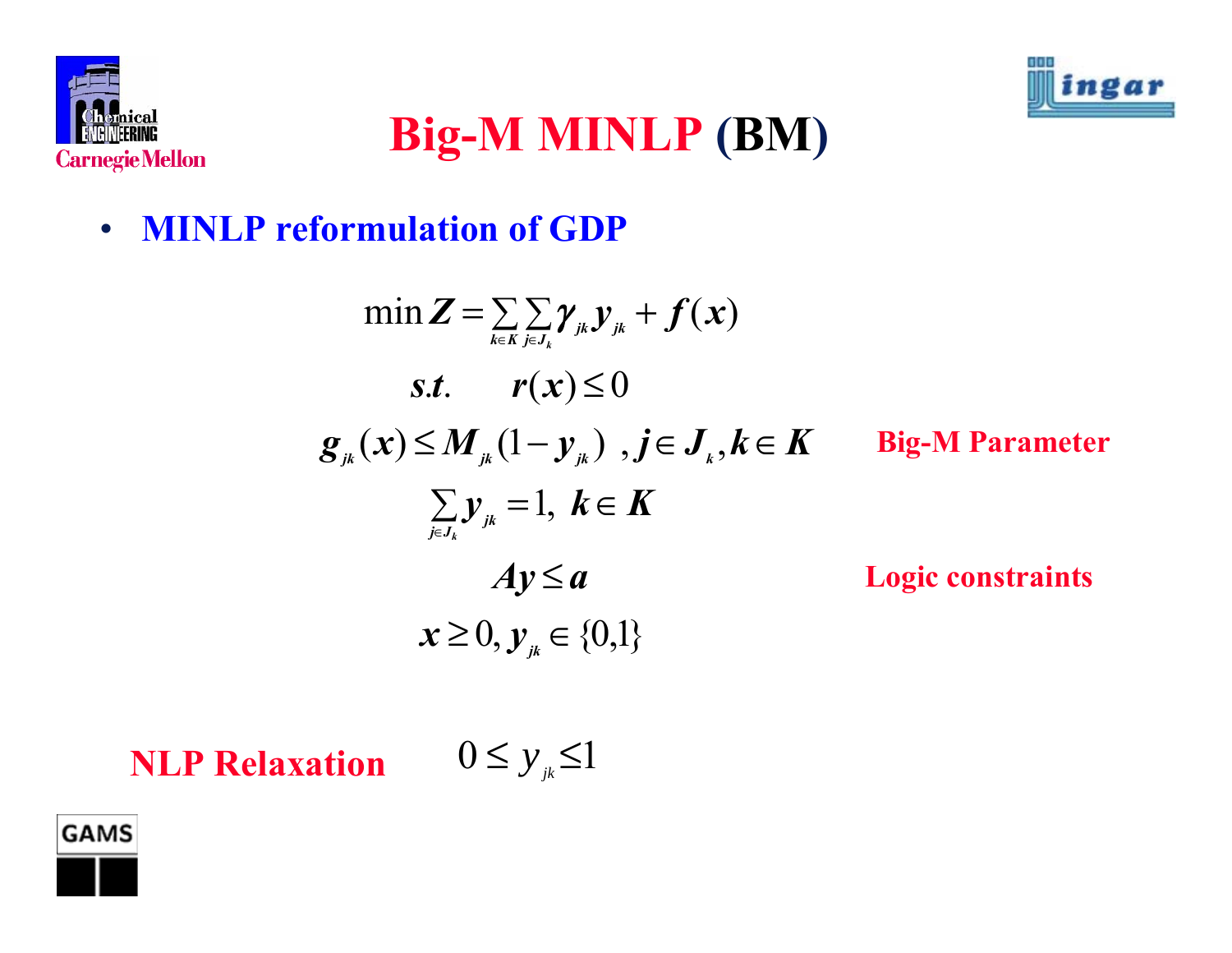# Big-M MINLP (BM)

- **MINLP reformulation of GDP**

$$
\begin{aligned}
\min Z = \sum_{k \in K} \sum_{j \in J_k} \gamma_{jk} y_{jk} + f(x) \\
s.t. \quad r(x) \le 0 \\
g_{jk}(x) \le M_{jk}(1 - y_{jk}) \ , j \in J_k, k \in K \\
\sum_{j \in J_k} y_{jk} = 1, \ k \in K \\
Ay \le a \\
x \ge 0, y_{jk} \in \{0,1\}
\end{aligned}
$$

**Big-M Parameter**

**Logic constraints**

**NLP Relaxation** $\quad 0 \le y_{jk} \le 1$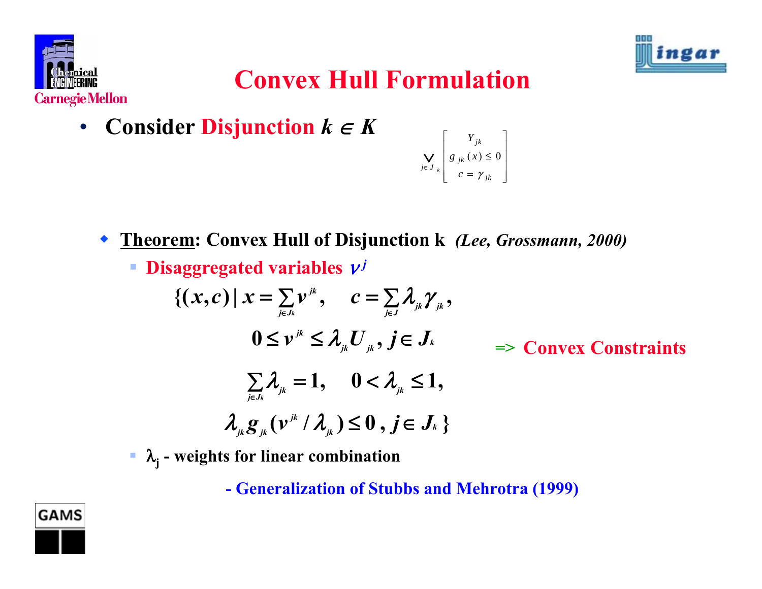# Convex Hull Formulation

- Consider **Disjunction $k \in K$**

$$\bigvee_{j \in J_k} \begin{bmatrix} Y_{jk} \\ g_{jk}(x) \le 0 \\ c = \gamma_{jk} \end{bmatrix}$$

- **Theorem: Convex Hull of Disjunction k** *(Lee, Grossmann, 2000)*
  - **Disaggregated variables $\nu^j$**

$$\{(x,c) \mid x = \sum_{j \in J_k} \nu^{jk}, \quad c = \sum_{j \in J} \lambda_{jk} \gamma_{jk},$$

$$0 \le \nu^{jk} \le \lambda_{jk} U_{jk}, \, j \in J_k$$

=> Convex Constraints

$$\sum_{j \in J_k} \lambda_{jk} = 1, \quad 0 < \lambda_{jk} \le 1,$$

$$\lambda_{jk} g_{jk}(\nu^{jk} / \lambda_{jk}) \le 0 \, , \, j \in J_k \}$$

  - $\lambda_j$ - weights for linear combination

- Generalization of Stubbs and Mehrotra (1999)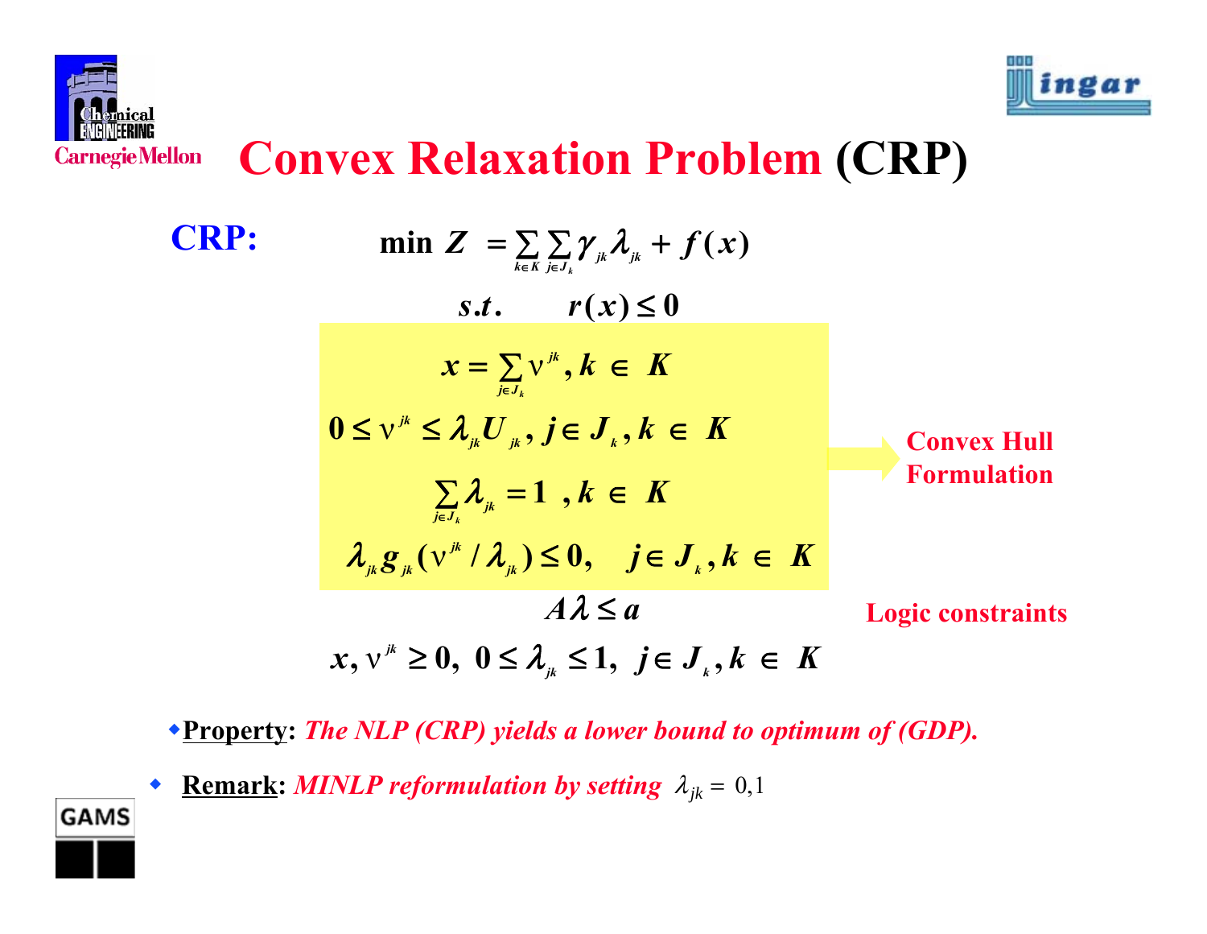# Convex Relaxation Problem (CRP)

**CRP:**

$$
\begin{aligned}
\min\ Z\ &= \sum_{k\in K}\sum_{j\in J_k}\gamma_{jk}\lambda_{jk} + f(x)\\
s.t.\quad & r(x) \le 0\\
& x = \sum_{j\in J_k}\nu^{jk},\ k \in K\\
& 0 \le \nu^{jk} \le \lambda_{jk}U_{jk},\ j\in J_k, k \in K\\
& \sum_{j\in J_k}\lambda_{jk} = 1\ ,\ k \in K\\
& \lambda_{jk}g_{jk}(\nu^{jk}/\lambda_{jk}) \le 0,\quad j\in J_k, k \in K\\
& A\lambda \le a\\
& x, \nu^{jk} \ge 0,\ 0 \le \lambda_{jk} \le 1,\ j\in J_k, k \in K
\end{aligned}
$$

Convex Hull Formulation

Logic constraints

- **Property:** *The NLP (CRP) yields a lower bound to optimum of (GDP).*
- **Remark:** *MINLP reformulation by setting* $\lambda_{jk} = 0,1$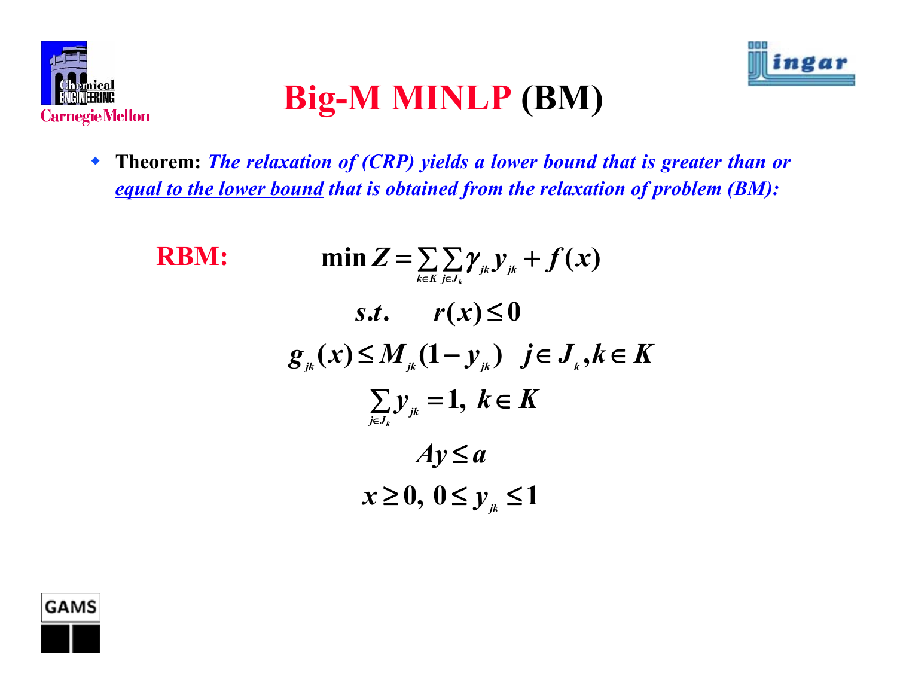# Big-M MINLP (BM)

- **Theorem:** *The relaxation of (CRP) yields a lower bound that is greater than or equal to the lower bound that is obtained from the relaxation of problem (BM):*

**RBM:**

$$
\begin{aligned}
\min Z = \sum_{k \in K} \sum_{j \in J_k} \gamma_{jk} y_{jk} + f(x) \\
s.t. \quad r(x) \leq 0 \\
g_{jk}(x) \leq M_{jk}(1 - y_{jk}) \quad j \in J_k, k \in K \\
\sum_{j \in J_k} y_{jk} = 1, \; k \in K \\
Ay \leq a \\
x \geq 0, \; 0 \leq y_{jk} \leq 1
\end{aligned}
$$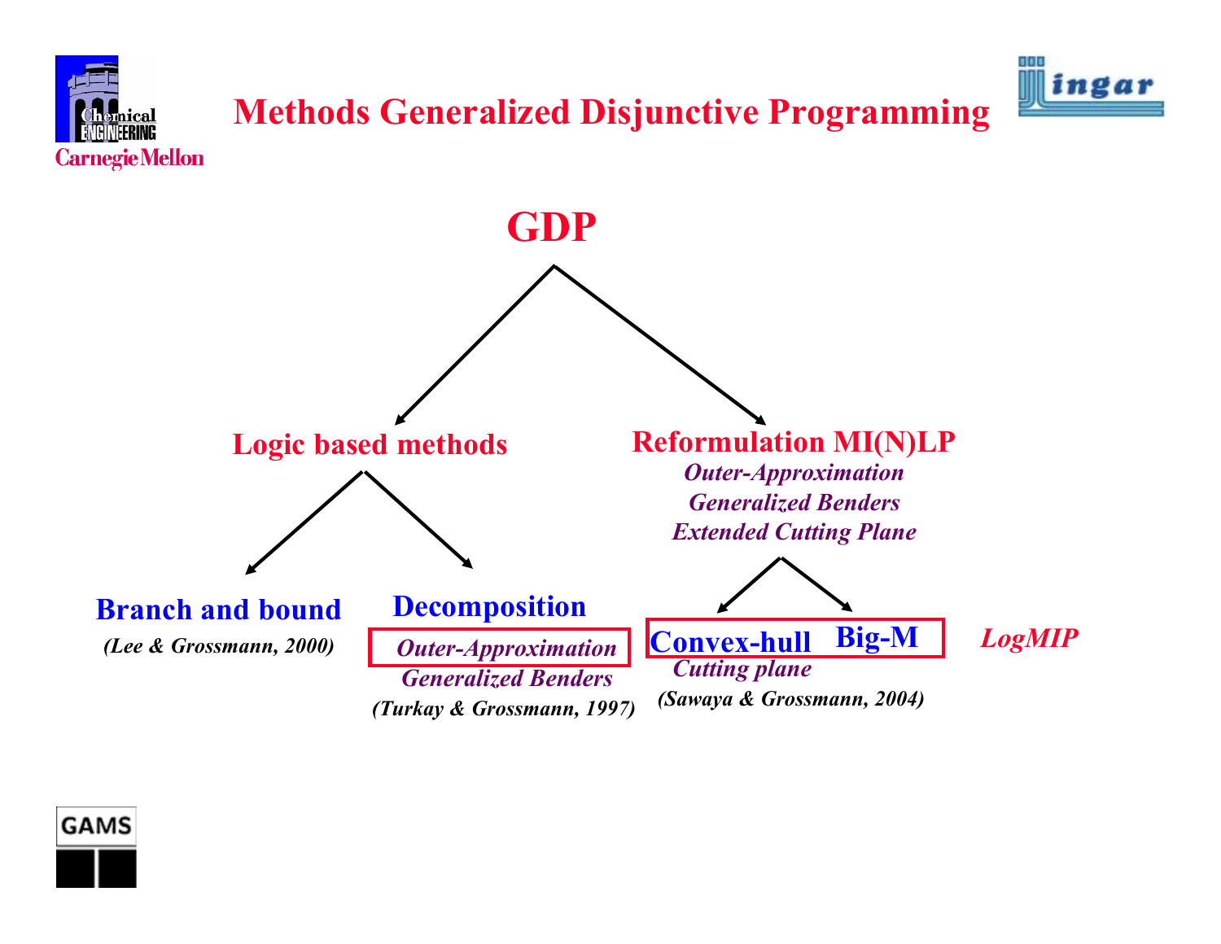# Methods Generalized Disjunctive Programming

GDP

Logic based methods

Reformulation MI(N)LP

*Outer-Approximation*
*Generalized Benders*
*Extended Cutting Plane*

**Branch and bound**
*(Lee & Grossmann, 2000)*

**Decomposition**
*Outer-Approximation*
*Generalized Benders*
*(Turkay & Grossmann, 1997)*

**Convex-hull** **Big-M**
*Cutting plane*
*(Sawaya & Grossmann, 2004)*

*LogMIP*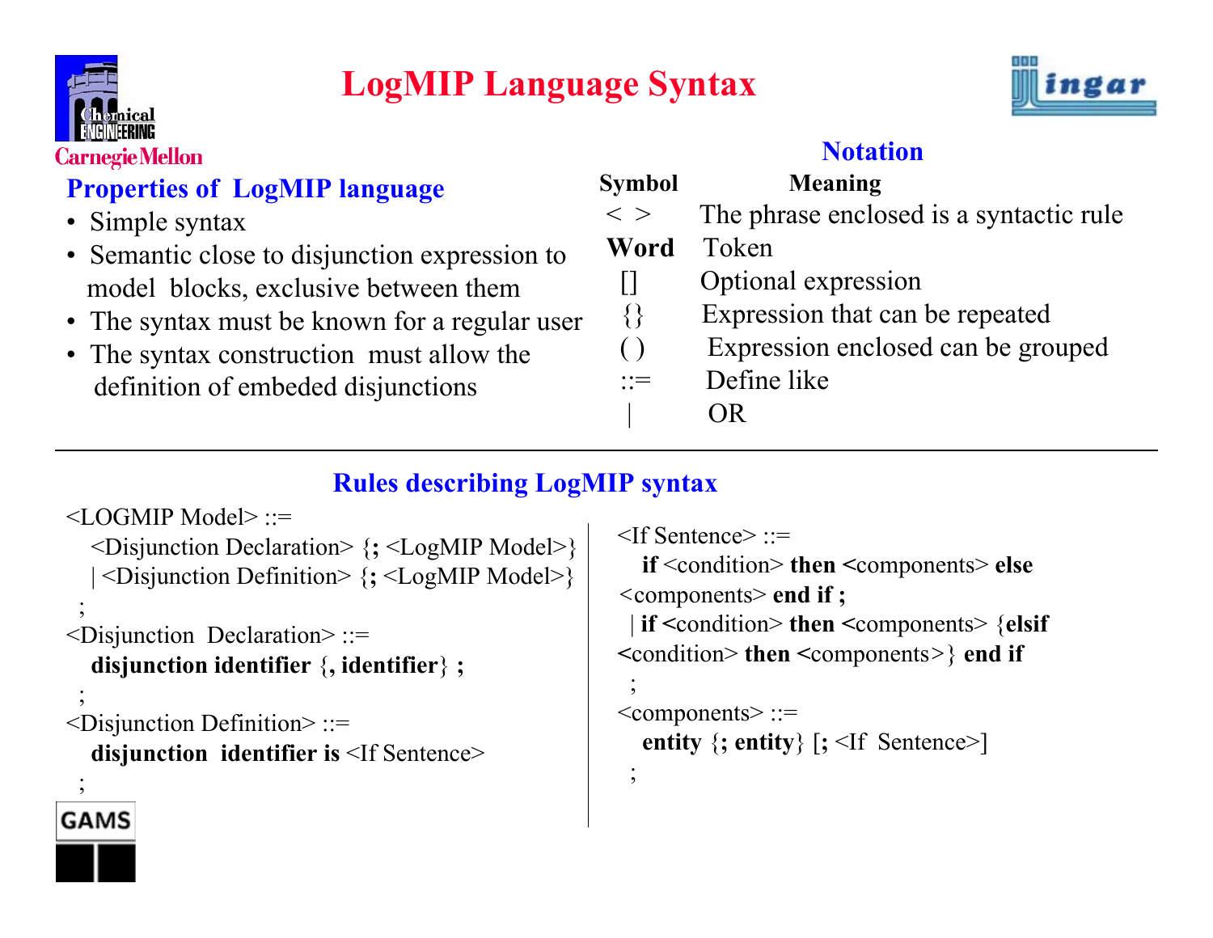# LogMIP Language Syntax

## Properties of LogMIP language

- Simple syntax
- Semantic close to disjunction expression to model blocks, exclusive between them
- The syntax must be known for a regular user
- The syntax construction must allow the definition of embeded disjunctions

## Notation

| Symbol | Meaning |
| --- | --- |
| < > | The phrase enclosed is a syntactic rule |
| **Word** | Token |
| [] | Optional expression |
| {} | Expression that can be repeated |
| ( ) | Expression enclosed can be grouped |
| ::= | Define like |
| \| | OR |

## Rules describing LogMIP syntax

<LOGMIP Model> ::=
   <Disjunction Declaration> {**;** <LogMIP Model>}
   | <Disjunction Definition> {**;** <LogMIP Model>}
 ;

<Disjunction Declaration> ::=
   **disjunction identifier** {**, identifier**} **;**
 ;

<Disjunction Definition> ::=
   **disjunction identifier is** <If Sentence>
 ;

<If Sentence> ::=
   **if** <condition> **then** <components> **else** <components> **end if ;**
   | **if** <condition> **then** <components> {**elsif** <condition> **then** <components>} **end if**
 ;

<components> ::=
   **entity** {**; entity**} [**;** <If Sentence>]
 ;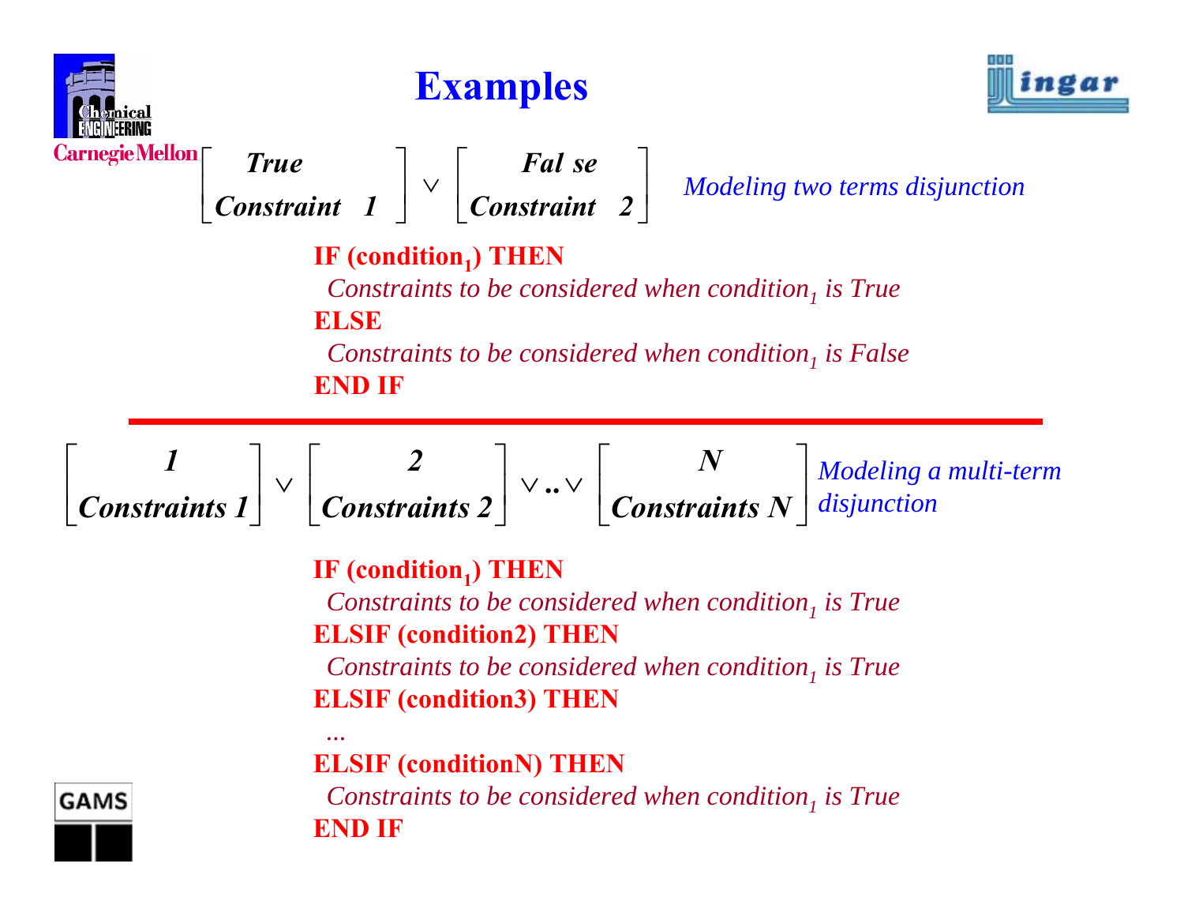# Examples

$$\begin{bmatrix} True \\ Constraint\ 1 \end{bmatrix} \vee \begin{bmatrix} False \\ Constraint\ 2 \end{bmatrix}$$

*Modeling two terms disjunction*

**IF (condition$_1$) THEN**

*Constraints to be considered when condition$_1$ is True*

**ELSE**

*Constraints to be considered when condition$_1$ is False*

**END IF**

---

$$\begin{bmatrix} 1 \\ Constraints\ 1 \end{bmatrix} \vee \begin{bmatrix} 2 \\ Constraints\ 2 \end{bmatrix} \vee .. \vee \begin{bmatrix} N \\ Constraints\ N \end{bmatrix}$$

*Modeling a multi-term disjunction*

**IF (condition$_1$) THEN**

*Constraints to be considered when condition$_1$ is True*

**ELSIF (condition2) THEN**

*Constraints to be considered when condition$_1$ is True*

**ELSIF (condition3) THEN**

*...*

**ELSIF (conditionN) THEN**

*Constraints to be considered when condition$_1$ is True*

**END IF**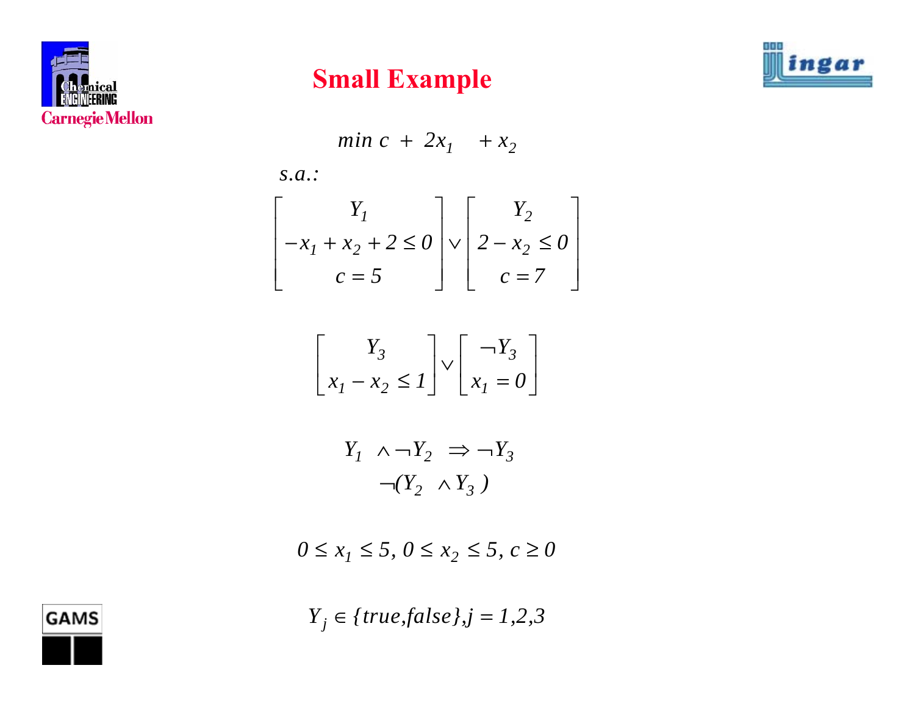# Small Example

$$\min\ c + 2x_1 + x_2$$

*s.a.:*

$$\begin{bmatrix} Y_1 \\ -x_1 + x_2 + 2 \le 0 \\ c = 5 \end{bmatrix} \vee \begin{bmatrix} Y_2 \\ 2 - x_2 \le 0 \\ c = 7 \end{bmatrix}$$

$$\begin{bmatrix} Y_3 \\ x_1 - x_2 \le 1 \end{bmatrix} \vee \begin{bmatrix} \neg Y_3 \\ x_1 = 0 \end{bmatrix}$$

$$Y_1 \wedge \neg Y_2 \Rightarrow \neg Y_3$$

$$\neg( Y_2 \wedge Y_3 )$$

$$0 \le x_1 \le 5,\ 0 \le x_2 \le 5,\ c \ge 0$$

$$Y_j \in \{true, false\}, j = 1,2,3$$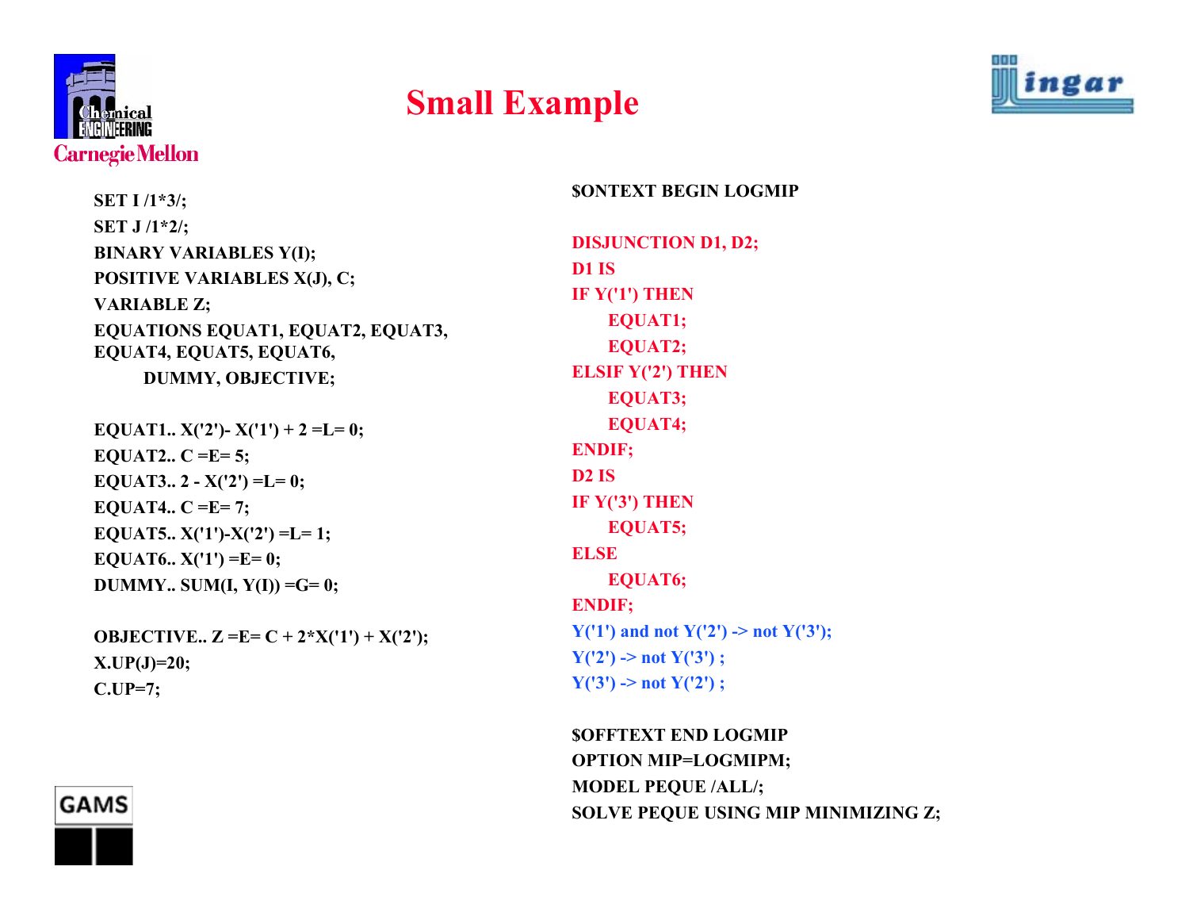# Small Example

```
SET I /1*3/;
SET J /1*2/;
BINARY VARIABLES Y(I);
POSITIVE VARIABLES X(J), C;
VARIABLE Z;
EQUATIONS EQUAT1, EQUAT2, EQUAT3,
EQUAT4, EQUAT5, EQUAT6,
        DUMMY, OBJECTIVE;

EQUAT1.. X('2')- X('1') + 2 =L= 0;
EQUAT2.. C =E= 5;
EQUAT3.. 2 - X('2') =L= 0;
EQUAT4.. C =E= 7;
EQUAT5.. X('1')-X('2') =L= 1;
EQUAT6.. X('1') =E= 0;
DUMMY.. SUM(I, Y(I)) =G= 0;

OBJECTIVE.. Z =E= C + 2*X('1') + X('2');
X.UP(J)=20;
C.UP=7;
```

```
$ONTEXT BEGIN LOGMIP

DISJUNCTION D1, D2;
D1 IS
IF Y('1') THEN
      EQUAT1;
      EQUAT2;
ELSIF Y('2') THEN
      EQUAT3;
      EQUAT4;
ENDIF;
D2 IS
IF Y('3') THEN
      EQUAT5;
ELSE
      EQUAT6;
ENDIF;
Y('1') and not Y('2') -> not Y('3');
Y('2') -> not Y('3') ;
Y('3') -> not Y('2') ;

$OFFTEXT END LOGMIP
OPTION MIP=LOGMIPM;
MODEL PEQUE /ALL/;
SOLVE PEQUE USING MIP MINIMIZING Z;
```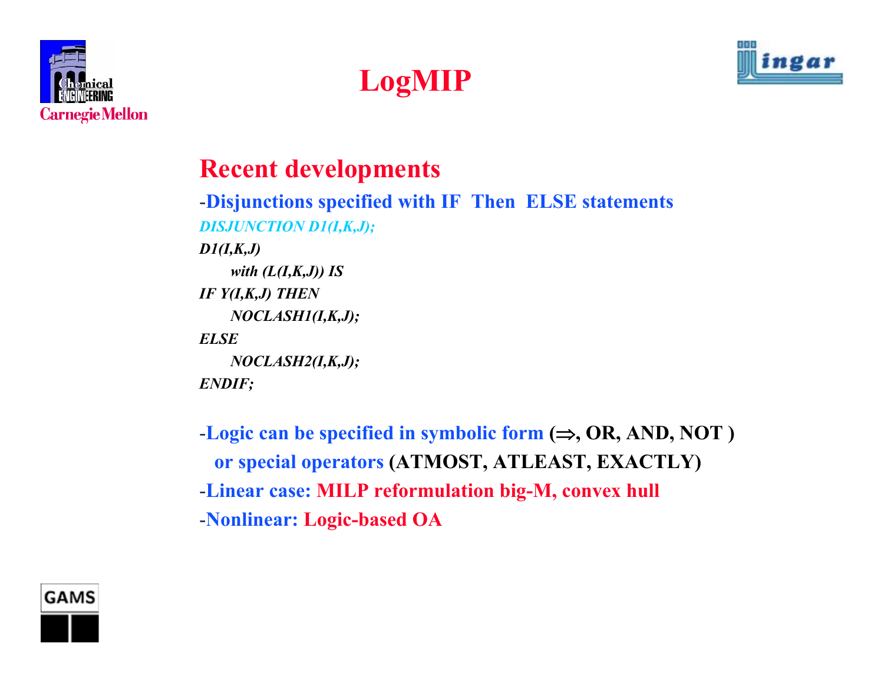# LogMIP

## Recent developments

-Disjunctions specified with IF Then ELSE statements

```
DISJUNCTION D1(I,K,J);
D1(I,K,J)
    with (L(I,K,J)) IS
IF Y(I,K,J) THEN
    NOCLASH1(I,K,J);
ELSE
    NOCLASH2(I,K,J);
ENDIF;
```

-Logic can be specified in symbolic form **(⇒, OR, AND, NOT )** or special operators **(ATMOST, ATLEAST, EXACTLY)**

-Linear case: MILP reformulation big-M, convex hull

-Nonlinear: Logic-based OA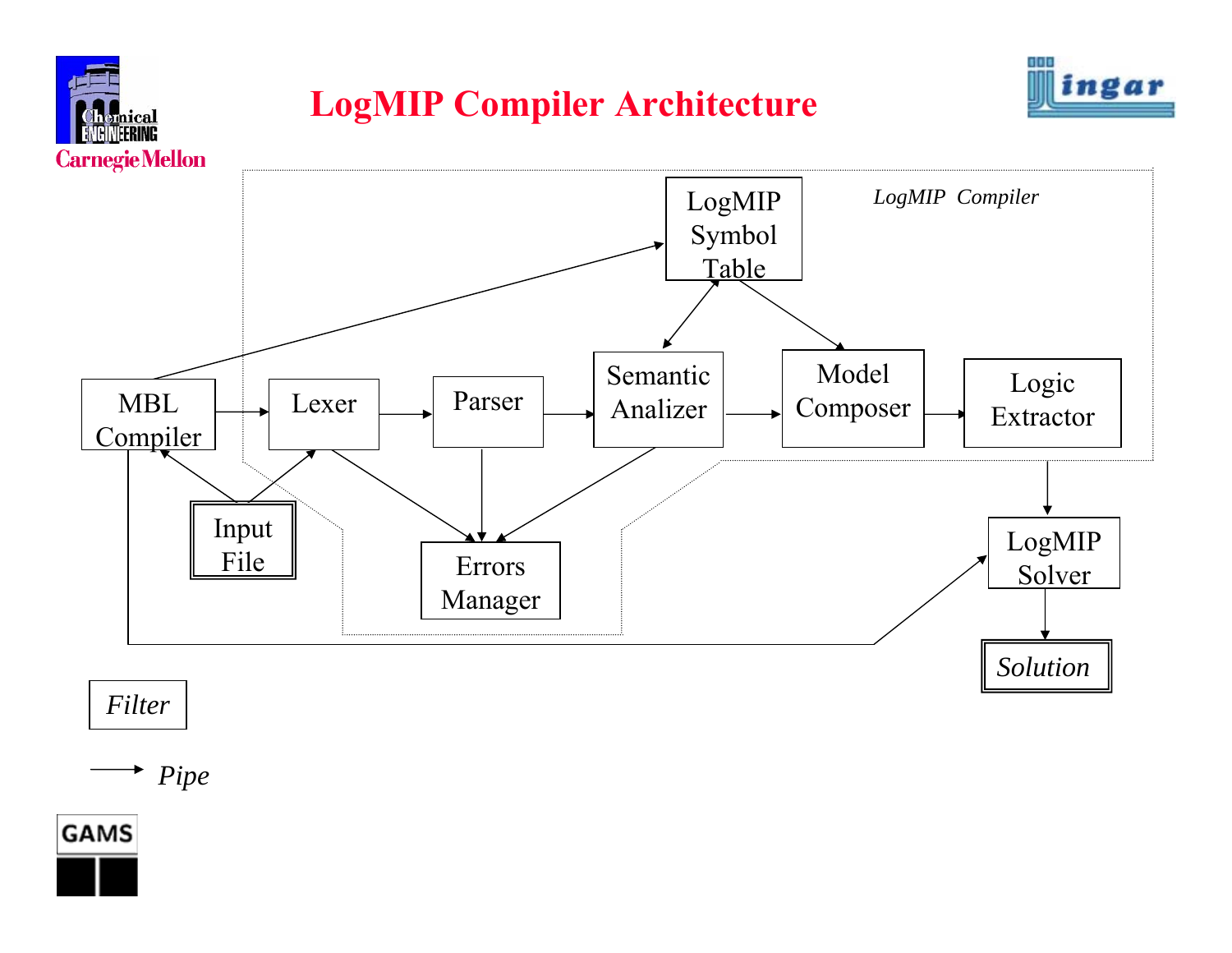# LogMIP Compiler Architecture

LogMIP Compiler

LogMIP Symbol Table

MBL Compiler

Lexer

Parser

Semantic Analizer

Model Composer

Logic Extractor

Input File

Errors Manager

LogMIP Solver

Solution

Filter

Pipe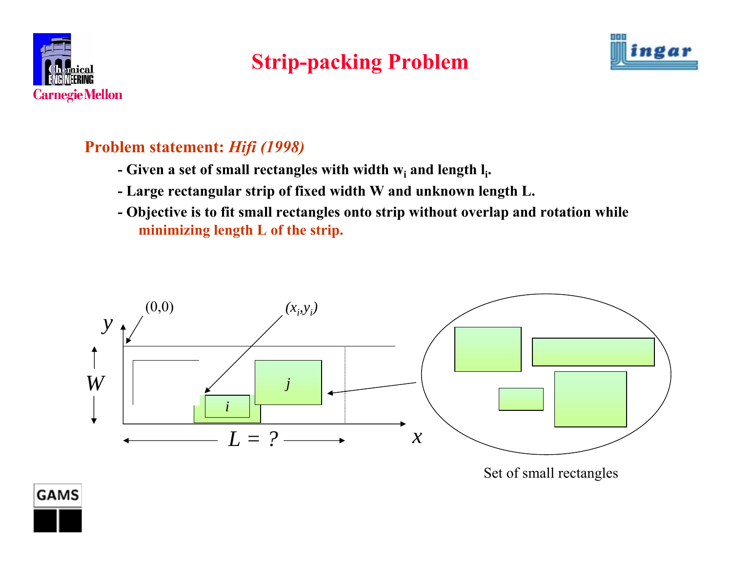# Strip-packing Problem

**Problem statement:** ***Hifi (1998)***

- **Given a set of small rectangles with width $w_i$ and length $l_i$.**
- **Large rectangular strip of fixed width W and unknown length L.**
- **Objective is to fit small rectangles onto strip without overlap and rotation while minimizing length L of the strip.**

(0,0)

$(x_i,y_i)$

$y$

$W$

$i$

$j$

$L = ?$

$x$

Set of small rectangles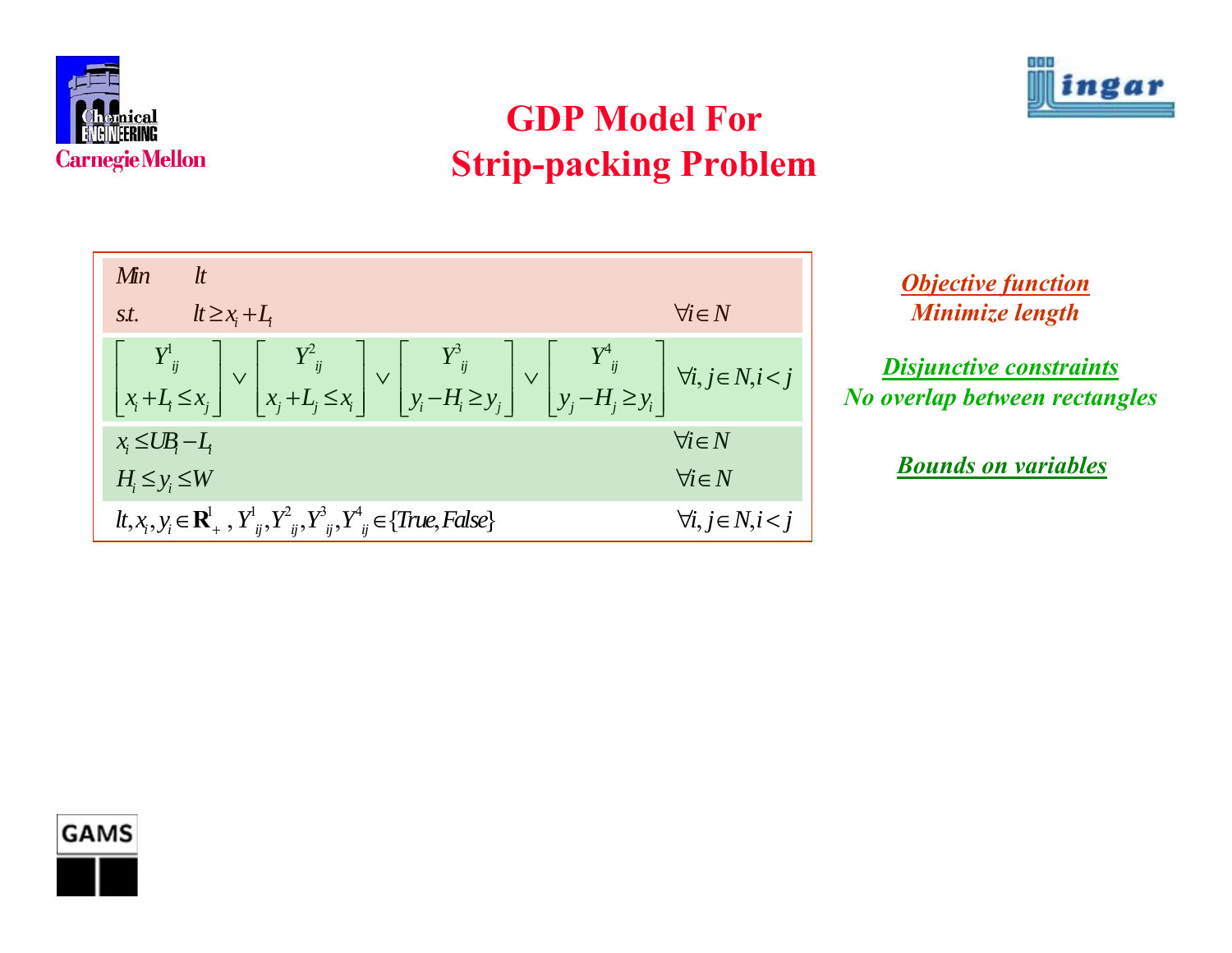# GDP Model For Strip-packing Problem

$$
\begin{aligned}
&Min \quad lt \\
&s.t. \quad lt \geq x_i + L_i \qquad \forall i \in N
\end{aligned}
$$

$$
\begin{bmatrix} Y^1_{ij} \\ x_i + L_i \leq x_j \end{bmatrix} \vee \begin{bmatrix} Y^2_{ij} \\ x_j + L_j \leq x_i \end{bmatrix} \vee \begin{bmatrix} Y^3_{ij} \\ y_i - H_i \geq y_j \end{bmatrix} \vee \begin{bmatrix} Y^4_{ij} \\ y_j - H_j \geq y_i \end{bmatrix} \quad \forall i, j \in N, i < j
$$

$$
\begin{aligned}
&x_i \leq UB_i - L_i \qquad \forall i \in N \\
&H_i \leq y_i \leq W \qquad \forall i \in N
\end{aligned}
$$

$$
lt, x_i, y_i \in \mathbf{R}^1_+ \;,\; Y^1_{ij}, Y^2_{ij}, Y^3_{ij}, Y^4_{ij} \in \{True, False\} \qquad \forall i, j \in N, i < j
$$

***Objective function***
*Minimize length*

***Disjunctive constraints***
*No overlap between rectangles*

***Bounds on variables***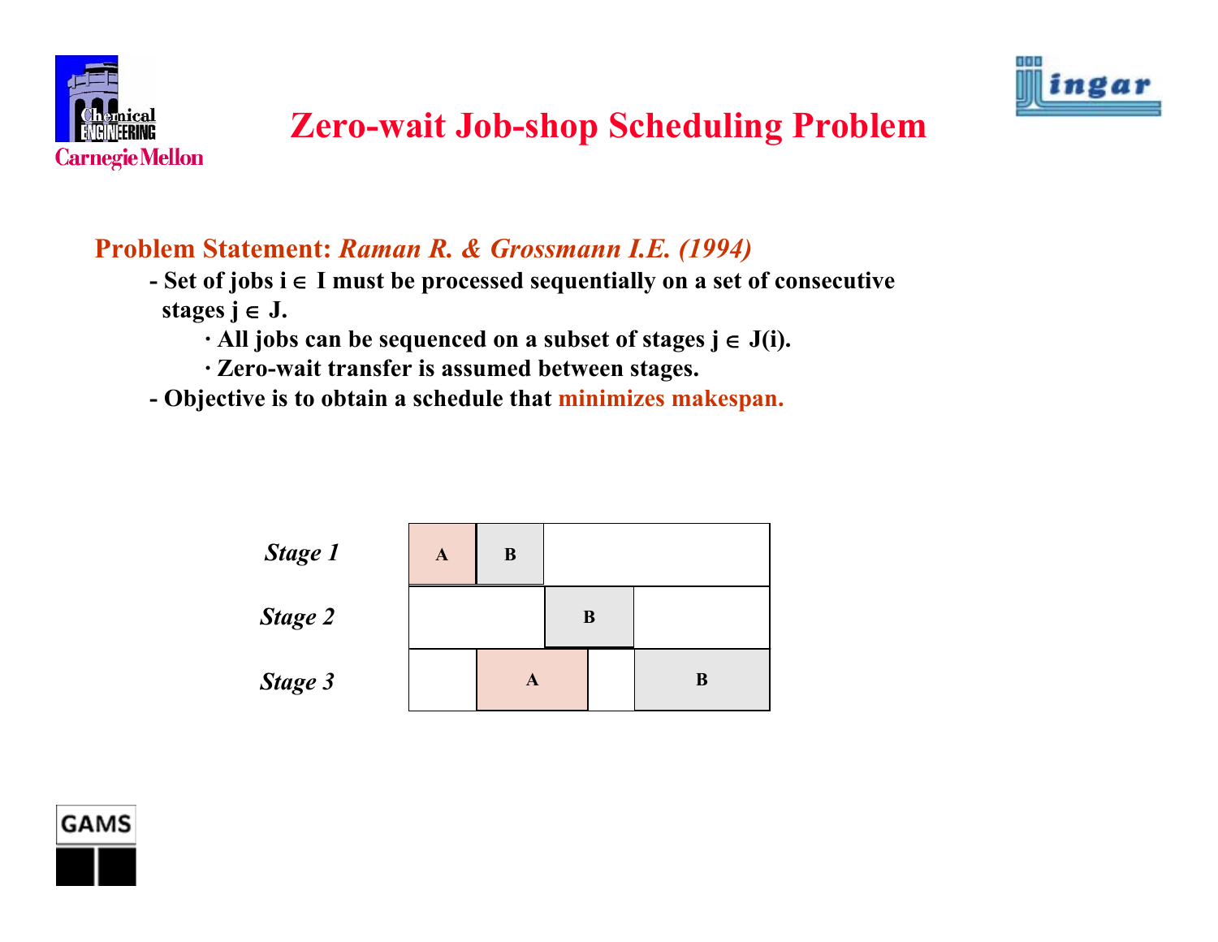# Zero-wait Job-shop Scheduling Problem

**Problem Statement:** ***Raman R. & Grossmann I.E. (1994)***

- **Set of jobs $i \in I$ must be processed sequentially on a set of consecutive stages $j \in J$.**
  - **All jobs can be sequenced on a subset of stages $j \in J(i)$.**
  - **Zero-wait transfer is assumed between stages.**
- **Objective is to obtain a schedule that minimizes makespan.**

Stage 1
A
B
Stage 2
B
Stage 3
A
B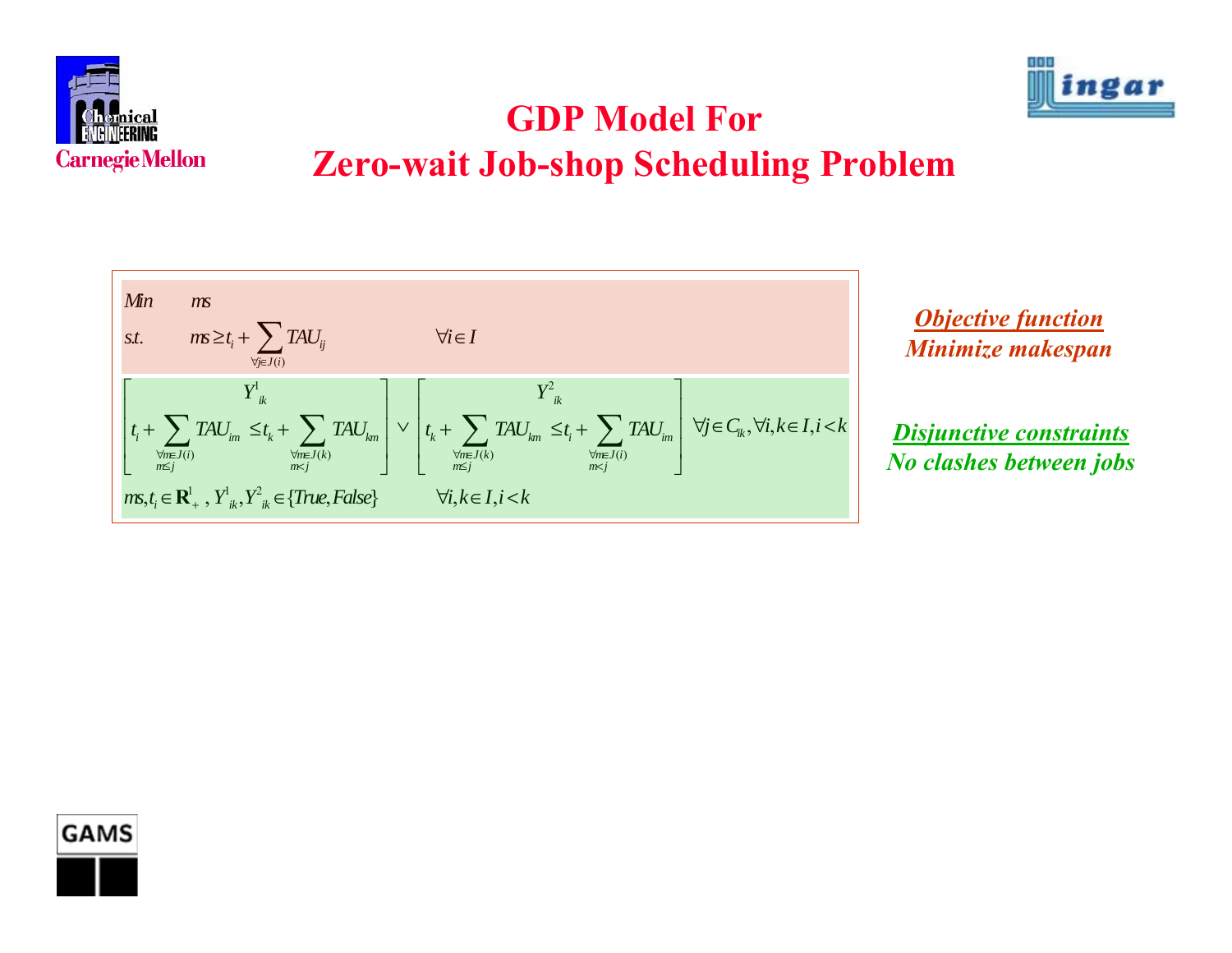# GDP Model For Zero-wait Job-shop Scheduling Problem

$$
\begin{aligned}
&Min \quad ms \\
&s.t. \quad ms \geq t_i + \sum_{\forall j \in J(i)} TAU_{ij} \qquad \forall i \in I
\end{aligned}
$$

$$
\begin{bmatrix} Y^1_{ik} \\ t_i + \displaystyle\sum_{\substack{\forall m \in J(i) \\ m \leq j}} TAU_{im} \leq t_k + \displaystyle\sum_{\substack{\forall m \in J(k) \\ m < j}} TAU_{km} \end{bmatrix} \vee \begin{bmatrix} Y^2_{ik} \\ t_k + \displaystyle\sum_{\substack{\forall m \in J(k) \\ m \leq j}} TAU_{km} \leq t_i + \displaystyle\sum_{\substack{\forall m \in J(i) \\ m < j}} TAU_{im} \end{bmatrix} \quad \forall j \in C_{ik}, \forall i,k \in I, i < k
$$

$$
ms, t_i \in \mathbf{R}^1_+ \,, Y^1_{ik}, Y^2_{ik} \in \{True, False\} \qquad \forall i,k \in I, i < k
$$

***Objective function***
***Minimize makespan***

***Disjunctive constraints***
***No clashes between jobs***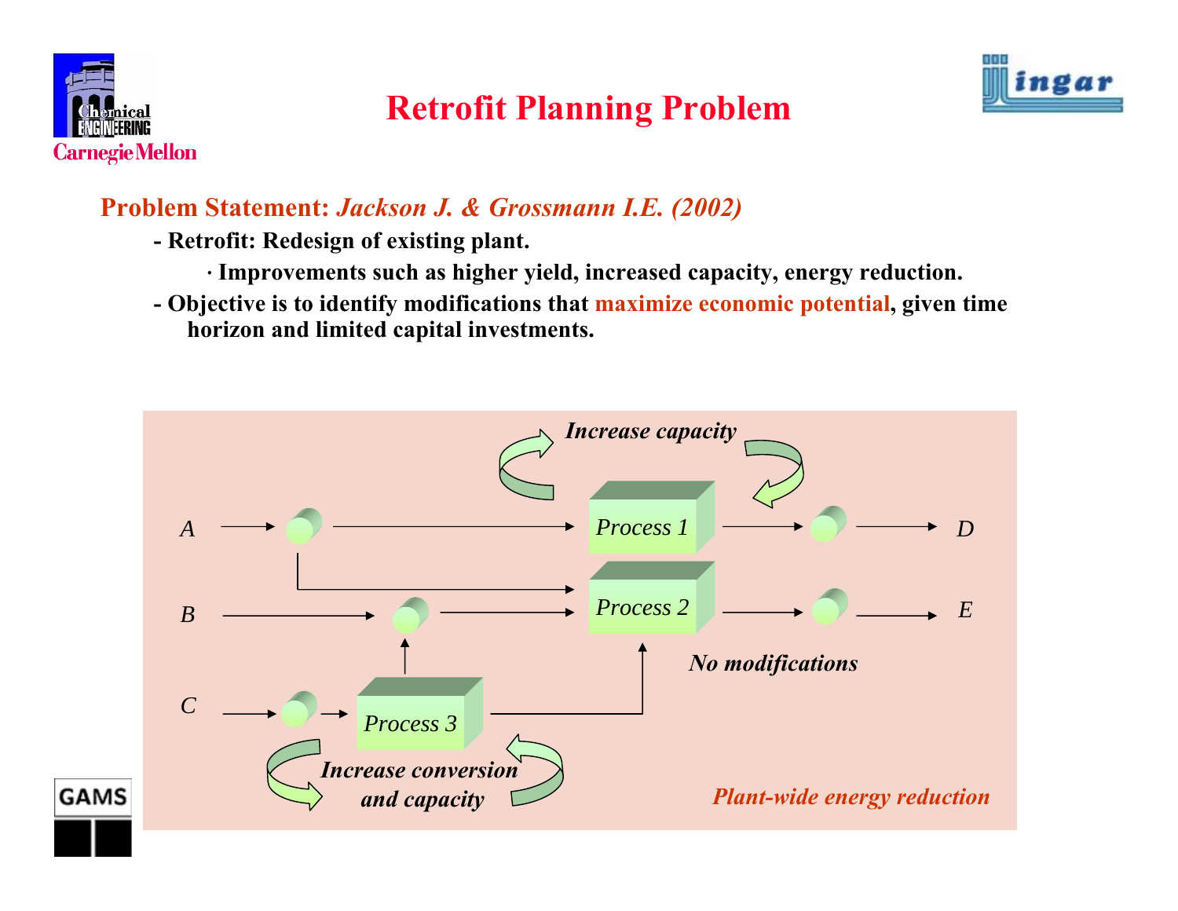# Retrofit Planning Problem

**Problem Statement:** ***Jackson J. & Grossmann I.E. (2002)***

- **Retrofit: Redesign of existing plant.**
  - **· Improvements such as higher yield, increased capacity, energy reduction.**
- **Objective is to identify modifications that maximize economic potential, given time horizon and limited capital investments.**

*Increase capacity*

*A*

*B*

*C*

*Process 1*

*Process 2*

*Process 3*

*D*

*E*

*No modifications*

*Increase conversion and capacity*

*Plant-wide energy reduction*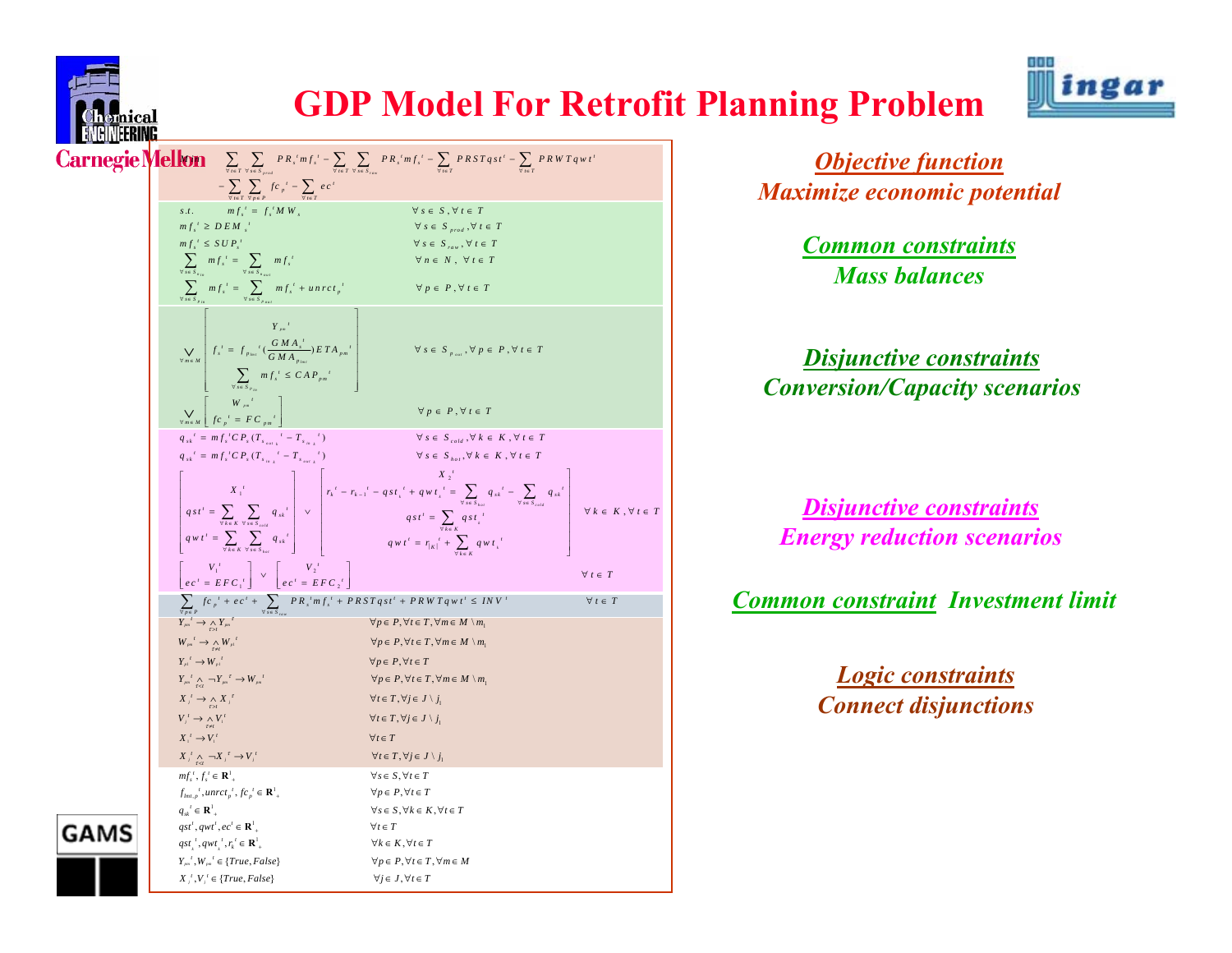# GDP Model For Retrofit Planning Problem

$$\max \sum_{\forall t \in T} \sum_{\forall s \in S_{prod}} PR_s{}^t mf_s{}^t - \sum_{\forall t \in T} \sum_{\forall s \in S_{raw}} PR_s{}^t mf_s{}^t - \sum_{\forall t \in T} PRST qst^t - \sum_{\forall t \in T} PRWT qwt^t - \sum_{\forall t \in T} \sum_{\forall p \in P} fc_p{}^t - \sum_{\forall t \in T} ec^t$$

$$\begin{array}{ll}
s.t. \quad mf_s{}^t = f_s{}^t MW_s & \forall s \in S, \forall t \in T \\
mf_s{}^t \geq DEM_s{}^t & \forall s \in S_{prod}, \forall t \in T \\
mf_s{}^t \leq SUP_s{}^t & \forall s \in S_{raw}, \forall t \in T \\
\sum_{\forall s \in S_{n_{in}}} mf_s{}^t = \sum_{\forall s \in S_{n_{out}}} mf_s{}^t & \forall n \in N, \forall t \in T \\
\sum_{\forall s \in S_{p_{in}}} mf_s{}^t = \sum_{\forall s \in S_{p_{out}}} mf_s{}^t + unrct_p{}^t & \forall p \in P, \forall t \in T
\end{array}$$

$$\bigvee_{\forall m \in M} \left[ \begin{array}{c} Y_{pm}{}^t \\ f_s{}^t = f_{p_{lmt}}{}^t \left(\frac{GMA_s{}^t}{GMA_{p_{lmt}}}\right) ETA_{pm}{}^t \\ \sum_{\forall s \in S_{p_{in}}} mf_s{}^t \leq CAP_{pm}{}^t \end{array} \right] \quad \forall s \in S_{p_{out}}, \forall p \in P, \forall t \in T$$

$$\bigvee_{\forall m \in M} \left[ \begin{array}{c} W_{pm}{}^t \\ fc_p{}^t = FC_{pm}{}^t \end{array} \right] \quad \forall p \in P, \forall t \in T$$

$$\begin{array}{ll}
q_{sk}{}^t = mf_s{}^t CP_s (T_{s_{out_k}}{}^t - T_{s_{in_k}}{}^t) & \forall s \in S_{cold}, \forall k \in K, \forall t \in T \\
q_{sk}{}^t = mf_s{}^t CP_s (T_{s_{in_k}}{}^t - T_{s_{out_k}}{}^t) & \forall s \in S_{hot}, \forall k \in K, \forall t \in T
\end{array}$$

$$\left[ \begin{array}{c} X_1{}^t \\ qst^t = \sum_{\forall k \in K} \sum_{\forall s \in S_{cold}} q_{sk}{}^t \\ qwt^t = \sum_{\forall k \in K} \sum_{\forall s \in S_{hot}} q_{sk}{}^t \end{array} \right] \vee \left[ \begin{array}{c} X_2{}^t \\ r_k{}^t - r_{k-1}{}^t - qst_k{}^t + qwt_k{}^t = \sum_{\forall s \in S_{hot}} q_{sk}{}^t - \sum_{\forall s \in S_{cold}} q_{sk}{}^t \\ qst^t = \sum_{\forall k \in K} qst_k{}^t \\ qwt^t = r_{|K|}{}^t + \sum_{\forall k \in K} qwt_k{}^t \end{array} \right] \quad \forall k \in K, \forall t \in T$$

$$\left[ \begin{array}{c} V_1{}^t \\ ec^t = EFC_1{}^t \end{array} \right] \vee \left[ \begin{array}{c} V_2{}^t \\ ec^t = EFC_2{}^t \end{array} \right] \quad \forall t \in T$$

$$\sum_{\forall p \in P} fc_p{}^t + ec^t + \sum_{\forall s \in S_{raw}} PR_s{}^t mf_s{}^t + PRST qst^t + PRWT qwt^t \leq INV^t \quad \forall t \in T$$

$$\begin{array}{ll}
Y_{pm}{}^t \rightarrow \bigwedge_{\tau > t} Y_{pm}{}^\tau & \forall p \in P, \forall t \in T, \forall m \in M \setminus m_1 \\
W_{pm}{}^t \rightarrow \bigwedge_{\tau \neq t} W_{pl}{}^t & \forall p \in P, \forall t \in T, \forall m \in M \setminus m_1 \\
Y_{p1}{}^t \rightarrow W_{p1}{}^t & \forall p \in P, \forall t \in T \\
Y_{pm}{}^t \bigwedge_{\tau < t} \neg Y_{pm}{}^\tau \rightarrow W_{pm}{}^t & \forall p \in P, \forall t \in T, \forall m \in M \setminus m_1 \\
X_j{}^t \rightarrow \bigwedge_{\tau > t} X_j{}^\tau & \forall t \in T, \forall j \in J \setminus j_1 \\
V_j{}^t \rightarrow \bigwedge_{\tau \neq t} V_1^t & \forall t \in T, \forall j \in J \setminus j_1 \\
X_1{}^t \rightarrow V_1^t & \forall t \in T \\
X_j{}^t \bigwedge_{\tau < t} \neg X_j{}^\tau \rightarrow V_j{}^t & \forall t \in T, \forall j \in J \setminus j_1
\end{array}$$

$$\begin{array}{ll}
mf_s{}^t, f_s{}^t \in \mathbf{R}^1_+ & \forall s \in S, \forall t \in T \\
f_{lmt,p}{}^t, unrct_p{}^t, fc_p{}^t \in \mathbf{R}^1_+ & \forall p \in P, \forall t \in T \\
q_{sk}{}^t \in \mathbf{R}^1_+ & \forall s \in S, \forall k \in K, \forall t \in T \\
qst^t, qwt^t, ec^t \in \mathbf{R}^1_+ & \forall t \in T \\
qst_k{}^t, qwt_k{}^t, r_k{}^t \in \mathbf{R}^1_+ & \forall k \in K, \forall t \in T \\
Y_{pm}{}^t, W_{pm}{}^t \in \{True, False\} & \forall p \in P, \forall t \in T, \forall m \in M \\
X_j{}^t, V_j{}^t \in \{True, False\} & \forall j \in J, \forall t \in T
\end{array}$$

*Objective function*
*Maximize economic potential*

*Common constraints*
*Mass balances*

*Disjunctive constraints*
*Conversion/Capacity scenarios*

*Disjunctive constraints*
*Energy reduction scenarios*

*Common constraint* *Investment limit*

*Logic constraints*
*Connect disjunctions*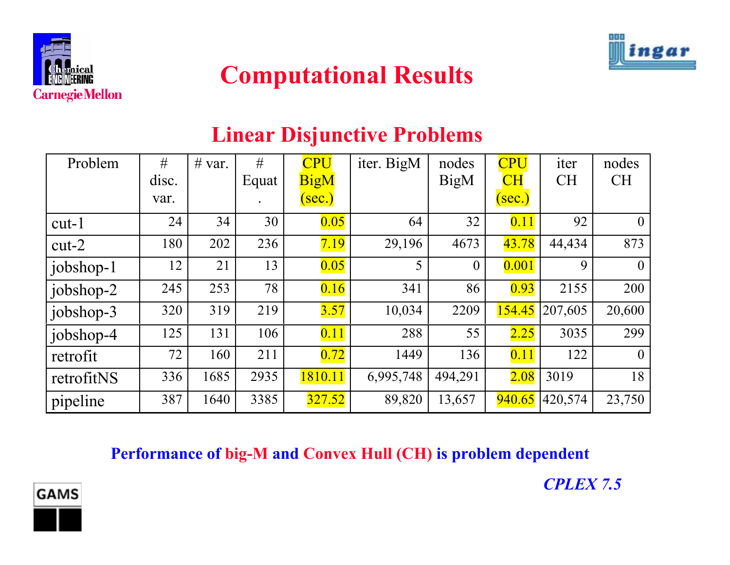# Computational Results

## Linear Disjunctive Problems

| Problem | # disc. var. | # var. | # Equat. | CPU BigM (sec.) | iter. BigM | nodes BigM | CPU CH (sec.) | iter CH | nodes CH |
|---|---|---|---|---|---|---|---|---|---|
| cut-1 | 24 | 34 | 30 | 0.05 | 64 | 32 | 0.11 | 92 | 0 |
| cut-2 | 180 | 202 | 236 | 7.19 | 29,196 | 4673 | 43.78 | 44,434 | 873 |
| jobshop-1 | 12 | 21 | 13 | 0.05 | 5 | 0 | 0.001 | 9 | 0 |
| jobshop-2 | 245 | 253 | 78 | 0.16 | 341 | 86 | 0.93 | 2155 | 200 |
| jobshop-3 | 320 | 319 | 219 | 3.57 | 10,034 | 2209 | 154.45 | 207,605 | 20,600 |
| jobshop-4 | 125 | 131 | 106 | 0.11 | 288 | 55 | 2.25 | 3035 | 299 |
| retrofit | 72 | 160 | 211 | 0.72 | 1449 | 136 | 0.11 | 122 | 0 |
| retrofitNS | 336 | 1685 | 2935 | 1810.11 | 6,995,748 | 494,291 | 2.08 | 3019 | 18 |
| pipeline | 387 | 1640 | 3385 | 327.52 | 89,820 | 13,657 | 940.65 | 420,574 | 23,750 |

**Performance of big-M and Convex Hull (CH) is problem dependent**

***CPLEX 7.5***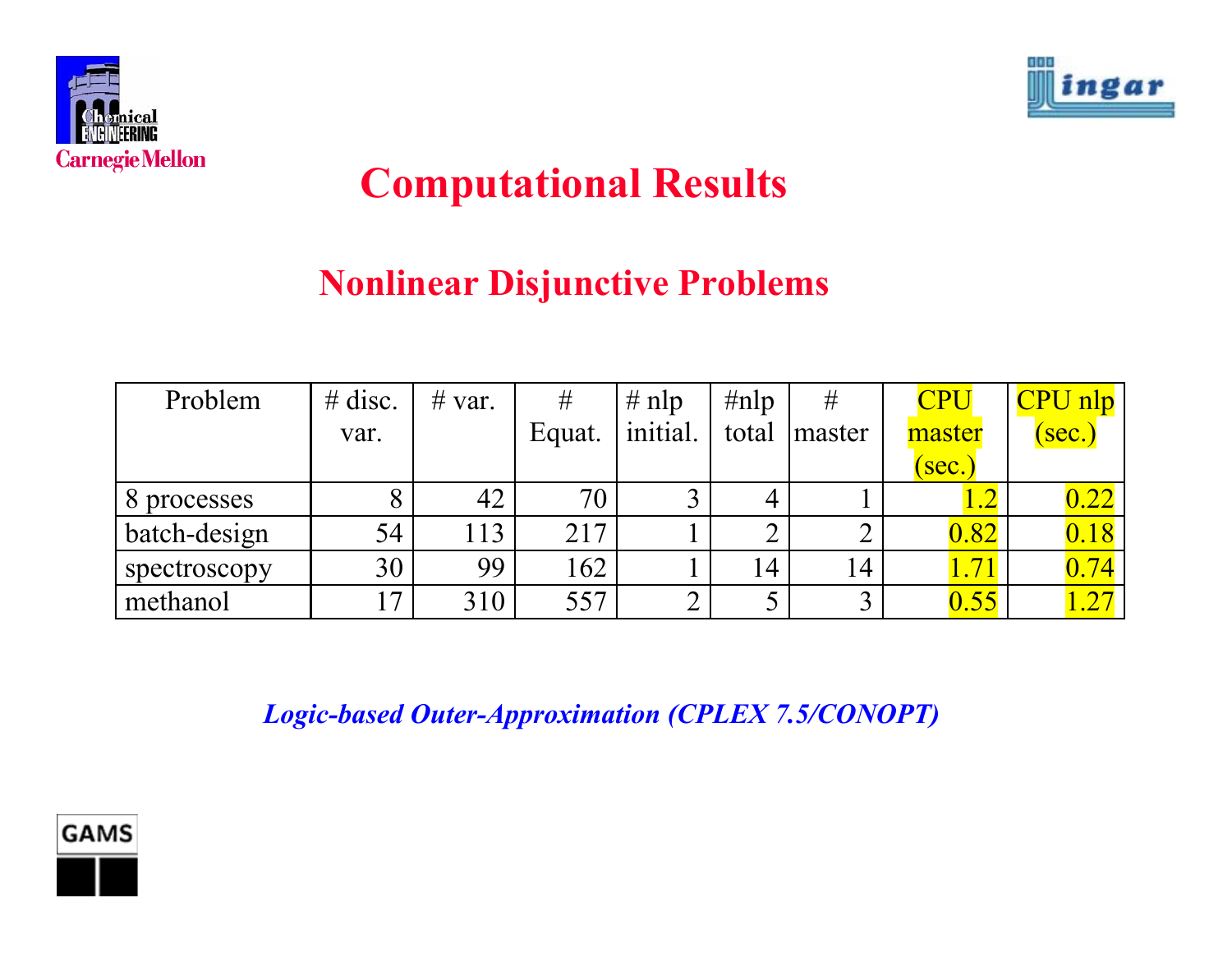# Computational Results

## Nonlinear Disjunctive Problems

| Problem | # disc. var. | # var. | # Equat. | # nlp initial. | #nlp total | # master | CPU master (sec.) | CPU nlp (sec.) |
|---|---|---|---|---|---|---|---|---|
| 8 processes | 8 | 42 | 70 | 3 | 4 | 1 | 1.2 | 0.22 |
| batch-design | 54 | 113 | 217 | 1 | 2 | 2 | 0.82 | 0.18 |
| spectroscopy | 30 | 99 | 162 | 1 | 14 | 14 | 1.71 | 0.74 |
| methanol | 17 | 310 | 557 | 2 | 5 | 3 | 0.55 | 1.27 |

***Logic-based Outer-Approximation (CPLEX 7.5/CONOPT)***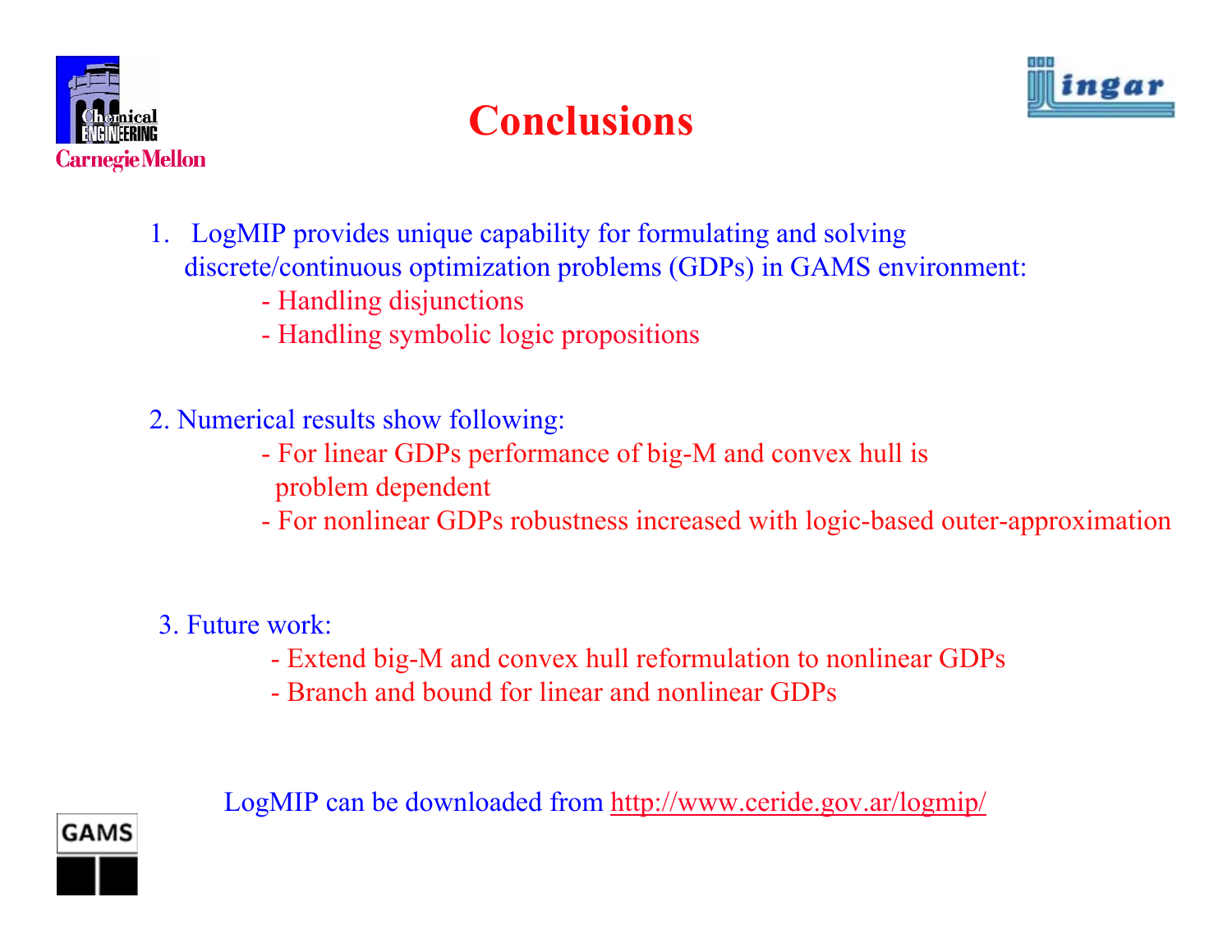# Conclusions

1. LogMIP provides unique capability for formulating and solving discrete/continuous optimization problems (GDPs) in GAMS environment:
   - Handling disjunctions
   - Handling symbolic logic propositions

2. Numerical results show following:
   - For linear GDPs performance of big-M and convex hull is problem dependent
   - For nonlinear GDPs robustness increased with logic-based outer-approximation

3. Future work:
   - Extend big-M and convex hull reformulation to nonlinear GDPs
   - Branch and bound for linear and nonlinear GDPs

LogMIP can be downloaded from http://www.ceride.gov.ar/logmip/